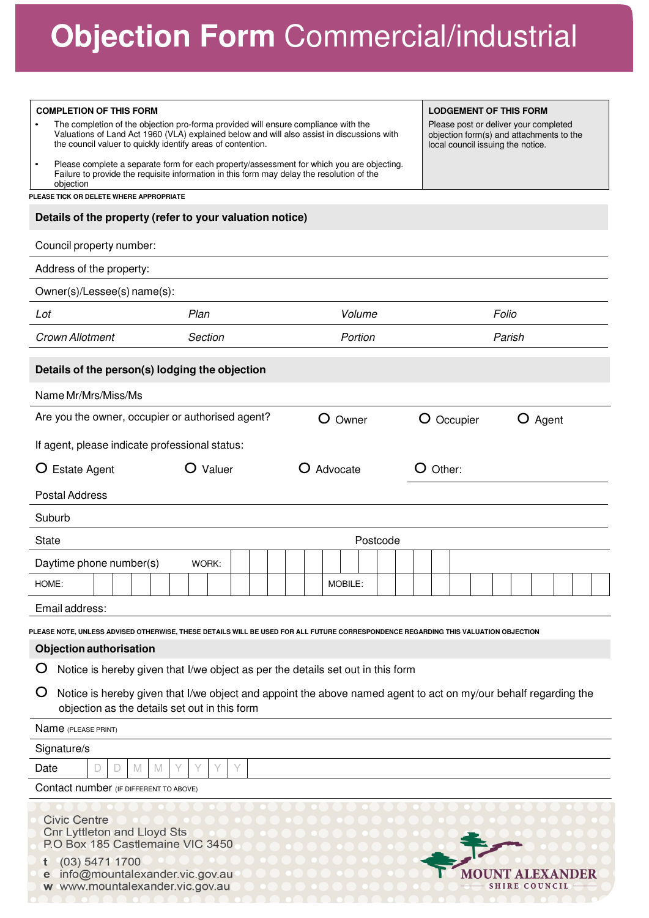# **Objection Form** Commercial/industrial

| COMPLETION OF THIS FORM | LODGEMENT OF THIS FORM |
|---|---|
| • The completion of the objection pro-forma provided will ensure compliance with the Valuations of Land Act 1960 (VLA) explained below and will also assist in discussions with the council valuer to quickly identify areas of contention. <br> • Please complete a separate form for each property/assessment for which you are objecting. Failure to provide the requisite information in this form may delay the resolution of the objection | Please post or deliver your completed objection form(s) and attachments to the local council issuing the notice. |

PLEASE TICK OR DELETE WHERE APPROPRIATE

## Details of the property (refer to your valuation notice)

Council property number:

Address of the property:

Owner(s)/Lessee(s) name(s):

| *Lot* | *Plan* | *Volume* | *Folio* |
|---|---|---|---|
| *Crown Allotment* | *Section* | *Portion* | *Parish* |

## Details of the person(s) lodging the objection

Name Mr/Mrs/Miss/Ms

Are you the owner, occupier or authorised agent? ○ Owner ○ Occupier ○ Agent

If agent, please indicate professional status:

○ Estate Agent ○ Valuer ○ Advocate ○ Other:

Postal Address

Suburb

State Postcode

Daytime phone number(s) WORK:

HOME: MOBILE:

Email address:

PLEASE NOTE, UNLESS ADVISED OTHERWISE, THESE DETAILS WILL BE USED FOR ALL FUTURE CORRESPONDENCE REGARDING THIS VALUATION OBJECTION

## Objection authorisation

○ Notice is hereby given that I/we object as per the details set out in this form

○ Notice is hereby given that I/we object and appoint the above named agent to act on my/our behalf regarding the objection as the details set out in this form

Name (PLEASE PRINT)

Signature/s

Date D D M M Y Y Y Y

Contact number (IF DIFFERENT TO ABOVE)

Civic Centre
Cnr Lyttleton and Lloyd Sts
P.O Box 185 Castlemaine VIC 3450

t (03) 5471 1700
e info@mountalexander.vic.gov.au
w www.mountalexander.vic.gov.au

MOUNT ALEXANDER SHIRE COUNCIL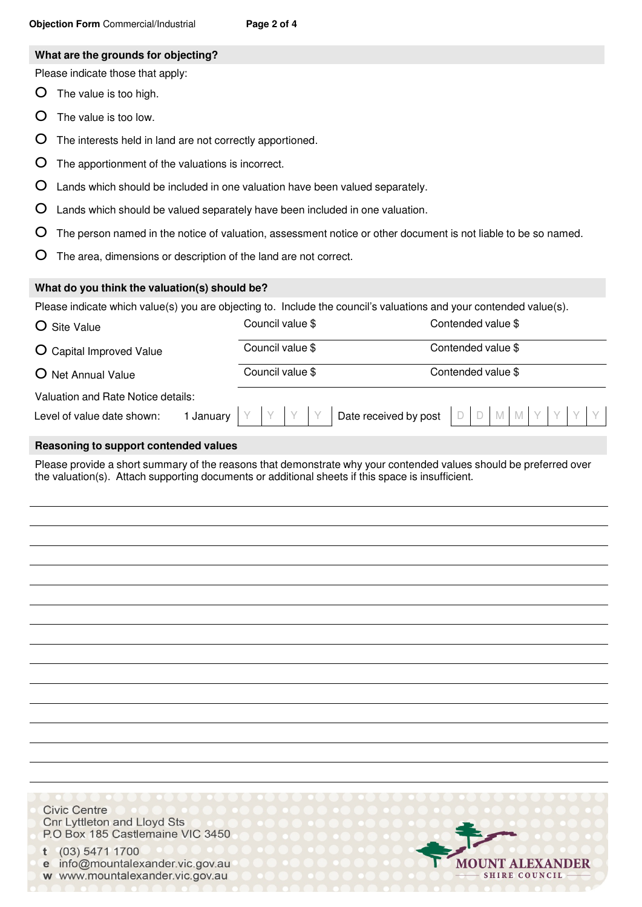## What are the grounds for objecting?

Please indicate those that apply:

- ○ The value is too high.
- ○ The value is too low.
- ○ The interests held in land are not correctly apportioned.
- ○ The apportionment of the valuations is incorrect.
- ○ Lands which should be included in one valuation have been valued separately.
- ○ Lands which should be valued separately have been included in one valuation.
- ○ The person named in the notice of valuation, assessment notice or other document is not liable to be so named.
- ○ The area, dimensions or description of the land are not correct.

## What do you think the valuation(s) should be?

Please indicate which value(s) you are objecting to. Include the council's valuations and your contended value(s).

| | | |
|---|---|---|
| ○ Site Value | Council value $ | Contended value $ |
| ○ Capital Improved Value | Council value $ | Contended value $ |
| ○ Net Annual Value | Council value $ | Contended value $ |

Valuation and Rate Notice details:

Level of value date shown: 1 January Y Y Y Y Date received by post D D M M Y Y Y Y

## Reasoning to support contended values

Please provide a short summary of the reasons that demonstrate why your contended values should be preferred over the valuation(s). Attach supporting documents or additional sheets if this space is insufficient.

Civic Centre
Cnr Lyttleton and Lloyd Sts
P.O Box 185 Castlemaine VIC 3450

t (03) 5471 1700
e info@mountalexander.vic.gov.au
w www.mountalexander.vic.gov.au

MOUNT ALEXANDER SHIRE COUNCIL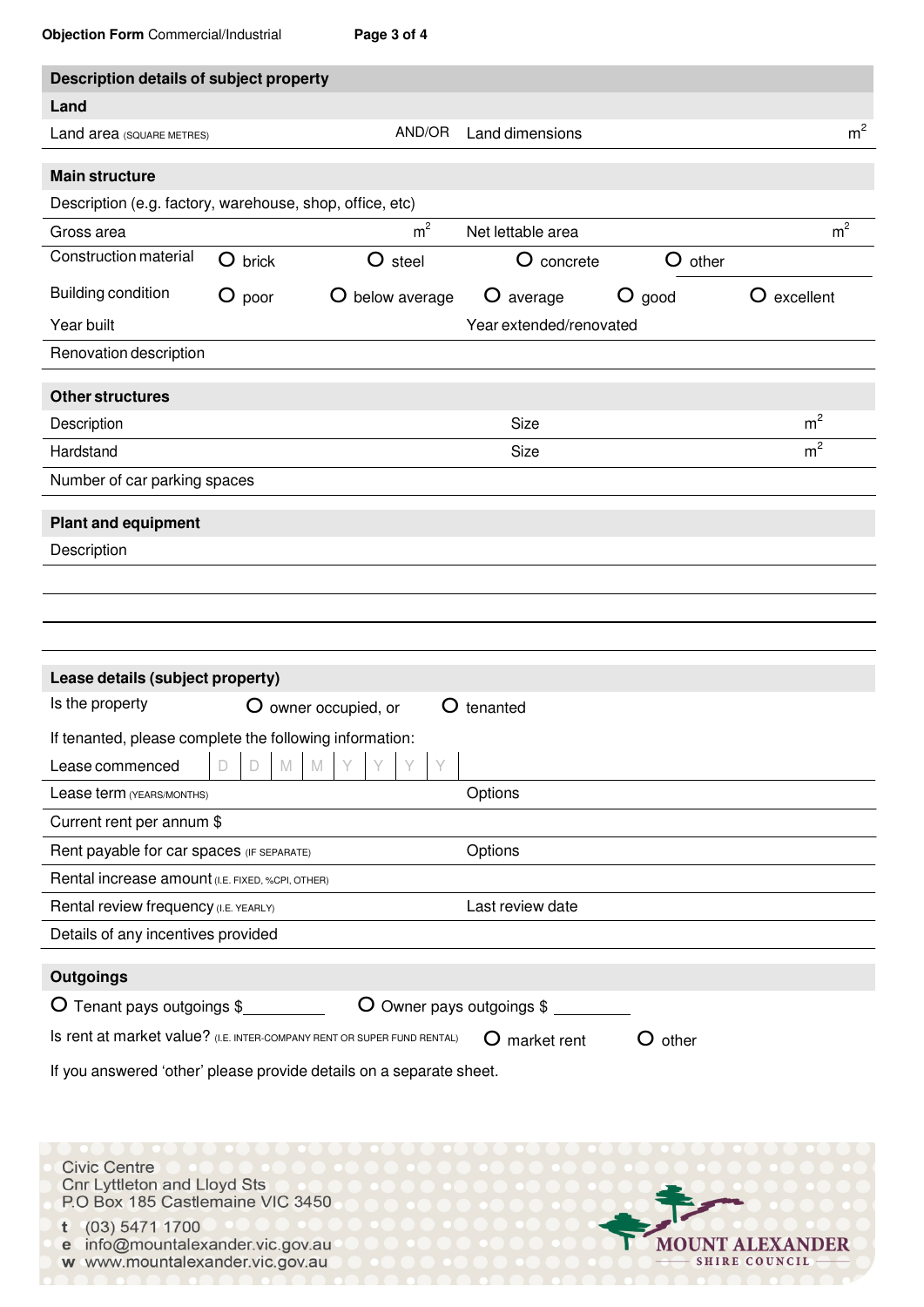## Description details of subject property

### Land

Land area (SQUARE METRES) AND/OR Land dimensions $m^2$

### Main structure

Description (e.g. factory, warehouse, shop, office, etc)

Gross area $m^2$ Net lettable area $m^2$

Construction material ○ brick ○ steel ○ concrete ○ other

Building condition ○ poor ○ below average ○ average ○ good ○ excellent

Year built Year extended/renovated

Renovation description

### Other structures

Description Size $m^2$

Hardstand Size $m^2$

Number of car parking spaces

### Plant and equipment

Description

### Lease details (subject property)

Is the property ○ owner occupied, or ○ tenanted

If tenanted, please complete the following information:

Lease commenced | D | D | M | M | Y | Y | Y | Y |

Lease term (YEARS/MONTHS) Options

Current rent per annum $

Rent payable for car spaces (IF SEPARATE) Options

Rental increase amount (I.E. FIXED, %CPI, OTHER)

Rental review frequency (I.E. YEARLY) Last review date

Details of any incentives provided

### Outgoings

○ Tenant pays outgoings $\_\_\_\_\_\_\_\_\_ ○ Owner pays outgoings $\_\_\_\_\_\_\_\_\_

Is rent at market value? (I.E. INTER-COMPANY RENT OR SUPER FUND RENTAL) ○ market rent ○ other

If you answered 'other' please provide details on a separate sheet.

Civic Centre
Cnr Lyttleton and Lloyd Sts
P.O Box 185 Castlemaine VIC 3450

t (03) 5471 1700
e info@mountalexander.vic.gov.au
w www.mountalexander.vic.gov.au

MOUNT ALEXANDER SHIRE COUNCIL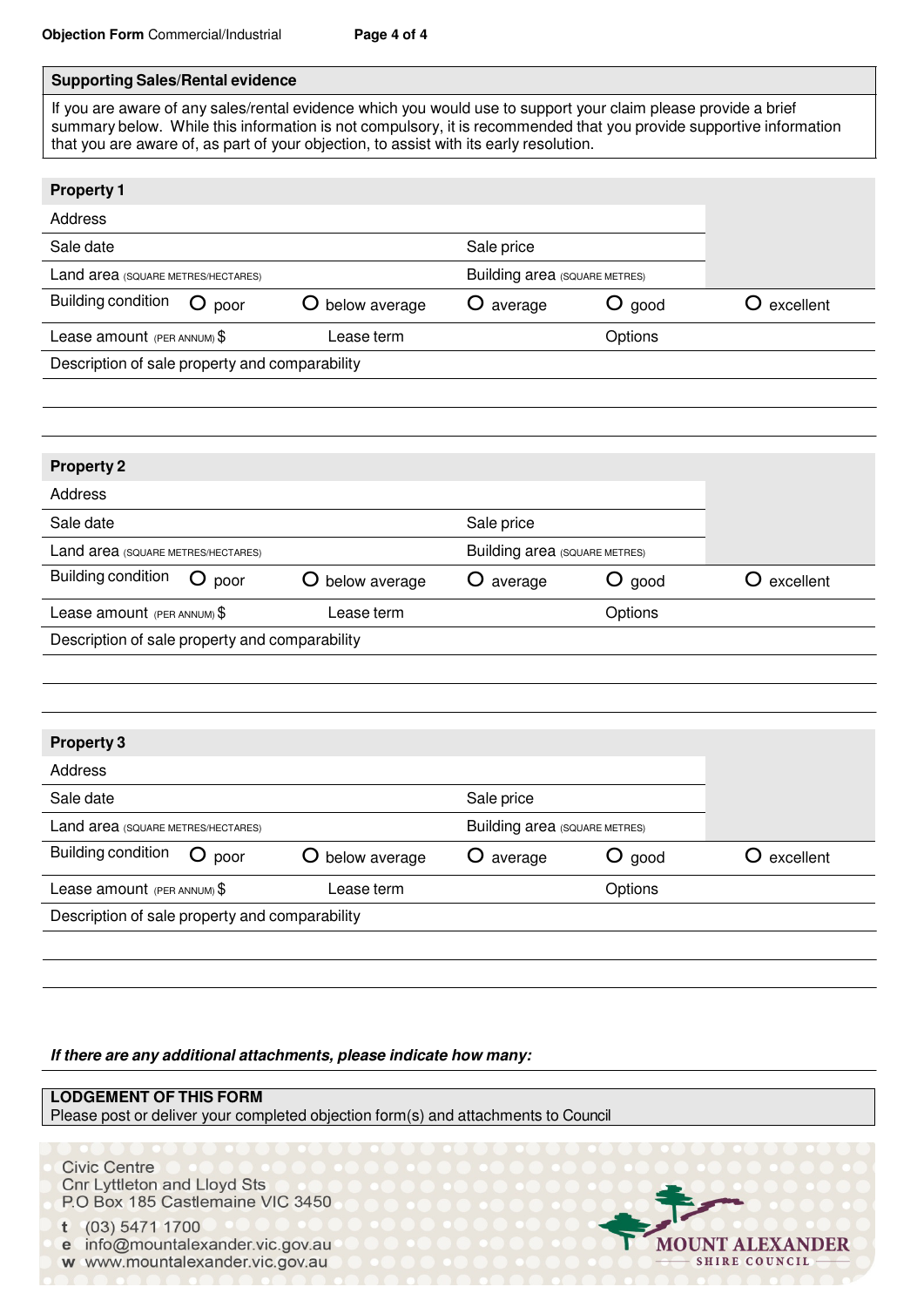## Supporting Sales/Rental evidence

If you are aware of any sales/rental evidence which you would use to support your claim please provide a brief summary below. While this information is not compulsory, it is recommended that you provide supportive information that you are aware of, as part of your objection, to assist with its early resolution.

### Property 1

Address

Sale date | Sale price

Land area (SQUARE METRES/HECTARES) | Building area (SQUARE METRES)

Building condition: O poor O below average O average O good O excellent

Lease amount (PER ANNUM) $ | Lease term | Options

Description of sale property and comparability

### Property 2

Address

Sale date | Sale price

Land area (SQUARE METRES/HECTARES) | Building area (SQUARE METRES)

Building condition: O poor O below average O average O good O excellent

Lease amount (PER ANNUM) $ | Lease term | Options

Description of sale property and comparability

### Property 3

Address

Sale date | Sale price

Land area (SQUARE METRES/HECTARES) | Building area (SQUARE METRES)

Building condition: O poor O below average O average O good O excellent

Lease amount (PER ANNUM) $ | Lease term | Options

Description of sale property and comparability

***If there are any additional attachments, please indicate how many:***

**LODGEMENT OF THIS FORM**

Please post or deliver your completed objection form(s) and attachments to Council

Civic Centre
Cnr Lyttleton and Lloyd Sts
P.O Box 185 Castlemaine VIC 3450

t (03) 5471 1700
e info@mountalexander.vic.gov.au
w www.mountalexander.vic.gov.au

MOUNT ALEXANDER SHIRE COUNCIL